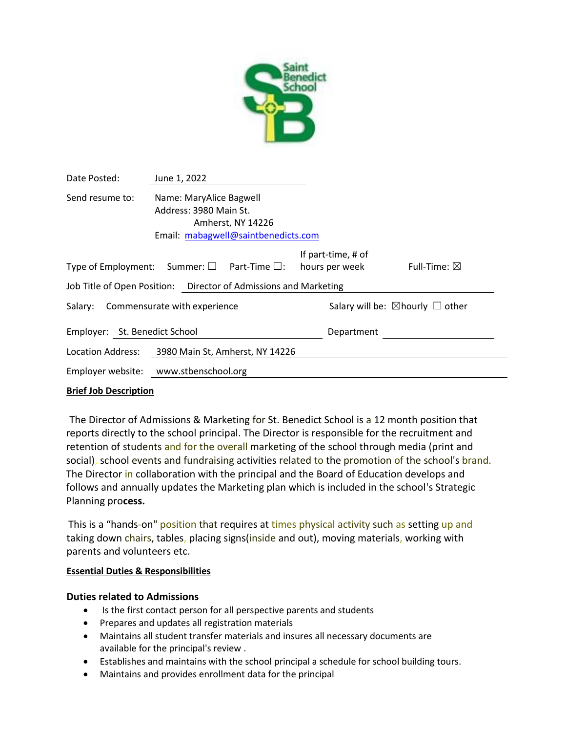Date Posted: June 1, 2022

Send resume to: Name: MaryAlice Bagwell
Address: 3980 Main St.
Amherst, NY 14226
Email: mabagwell@saintbenedicts.com

Type of Employment: Summer: ☐ Part-Time ☐: If part-time, # of hours per week Full-Time: ☒

Job Title of Open Position: Director of Admissions and Marketing

Salary: Commensurate with experience Salary will be: ☒hourly ☐ other

Employer: St. Benedict School Department

Location Address: 3980 Main St, Amherst, NY 14226

Employer website: www.stbenschool.org

**Brief Job Description**

The Director of Admissions & Marketing for St. Benedict School is a 12 month position that reports directly to the school principal. The Director is responsible for the recruitment and retention of students and for the overall marketing of the school through media (print and social), school events and fundraising activities related to the promotion of the school's brand. The Director in collaboration with the principal and the Board of Education develops and follows and annually updates the Marketing plan which is included in the school's Strategic Planning process.

This is a "hands-on" position that requires at times physical activity such as setting up and taking down chairs, tables, placing signs(inside and out), moving materials, working with parents and volunteers etc.

**Essential Duties & Responsibilities**

### Duties related to Admissions

- Is the first contact person for all perspective parents and students
- Prepares and updates all registration materials
- Maintains all student transfer materials and insures all necessary documents are available for the principal's review .
- Establishes and maintains with the school principal a schedule for school building tours.
- Maintains and provides enrollment data for the principal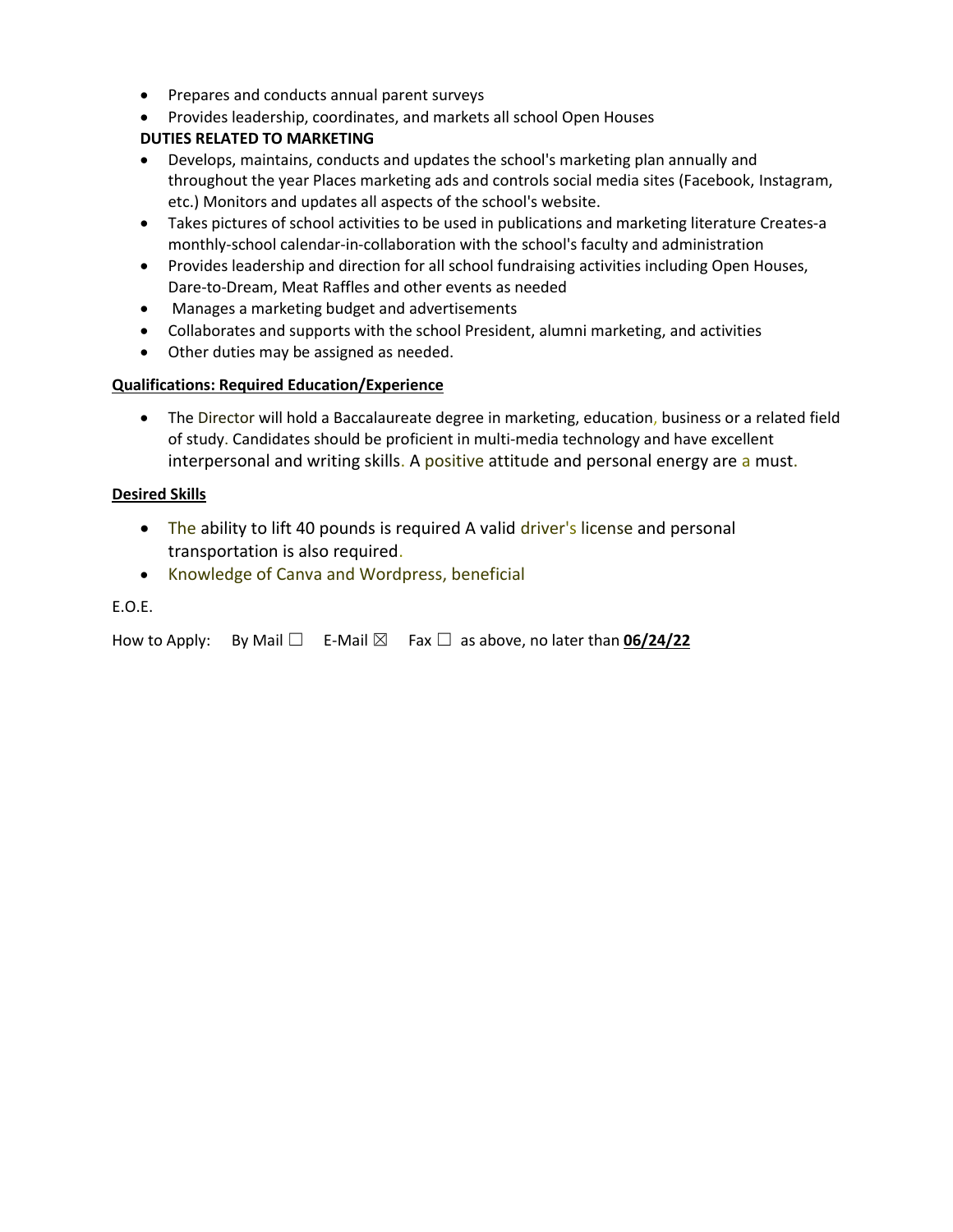- Prepares and conducts annual parent surveys
- Provides leadership, coordinates, and markets all school Open Houses

**DUTIES RELATED TO MARKETING**

- Develops, maintains, conducts and updates the school's marketing plan annually and throughout the year Places marketing ads and controls social media sites (Facebook, Instagram, etc.) Monitors and updates all aspects of the school's website.
- Takes pictures of school activities to be used in publications and marketing literature Creates-a monthly-school calendar-in-collaboration with the school's faculty and administration
- Provides leadership and direction for all school fundraising activities including Open Houses, Dare-to-Dream, Meat Raffles and other events as needed
- Manages a marketing budget and advertisements
- Collaborates and supports with the school President, alumni marketing, and activities
- Other duties may be assigned as needed.

**Qualifications: Required Education/Experience**

- The Director will hold a Baccalaureate degree in marketing, education, business or a related field of study. Candidates should be proficient in multi-media technology and have excellent interpersonal and writing skills. A positive attitude and personal energy are a must.

**Desired Skills**

- The ability to lift 40 pounds is required A valid driver's license and personal transportation is also required.
- Knowledge of Canva and Wordpress, beneficial

E.O.E.

How to Apply: By Mail ☐ E-Mail ☒ Fax ☐ as above, no later than **06/24/22**